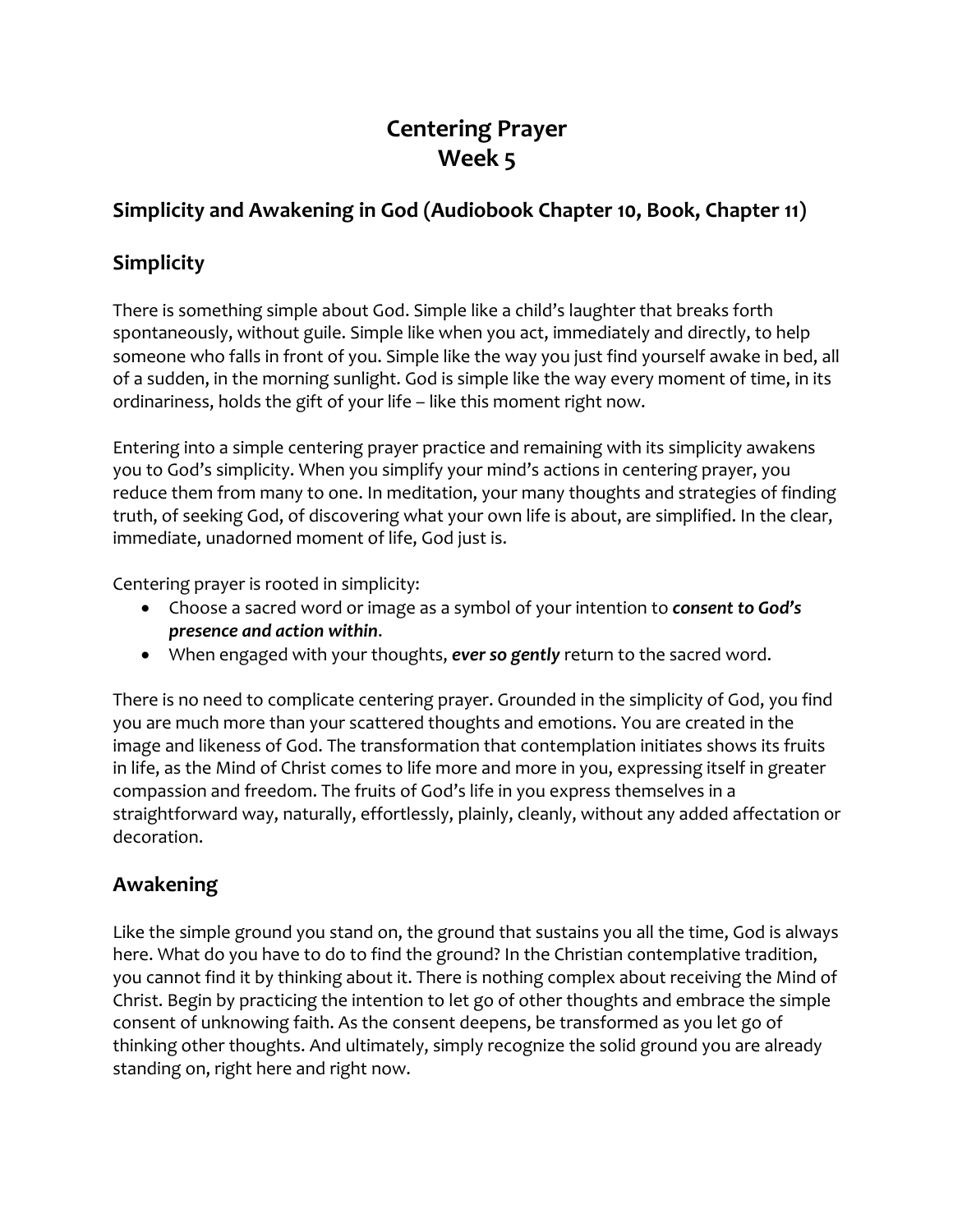# Centering Prayer
# Week 5

## Simplicity and Awakening in God (Audiobook Chapter 10, Book, Chapter 11)

## Simplicity

There is something simple about God. Simple like a child's laughter that breaks forth spontaneously, without guile. Simple like when you act, immediately and directly, to help someone who falls in front of you. Simple like the way you just find yourself awake in bed, all of a sudden, in the morning sunlight. God is simple like the way every moment of time, in its ordinariness, holds the gift of your life – like this moment right now.

Entering into a simple centering prayer practice and remaining with its simplicity awakens you to God's simplicity. When you simplify your mind's actions in centering prayer, you reduce them from many to one. In meditation, your many thoughts and strategies of finding truth, of seeking God, of discovering what your own life is about, are simplified. In the clear, immediate, unadorned moment of life, God just is.

Centering prayer is rooted in simplicity:

- Choose a sacred word or image as a symbol of your intention to ***consent to God's presence and action within***.
- When engaged with your thoughts, ***ever so gently*** return to the sacred word.

There is no need to complicate centering prayer. Grounded in the simplicity of God, you find you are much more than your scattered thoughts and emotions. You are created in the image and likeness of God. The transformation that contemplation initiates shows its fruits in life, as the Mind of Christ comes to life more and more in you, expressing itself in greater compassion and freedom. The fruits of God's life in you express themselves in a straightforward way, naturally, effortlessly, plainly, cleanly, without any added affectation or decoration.

## Awakening

Like the simple ground you stand on, the ground that sustains you all the time, God is always here. What do you have to do to find the ground? In the Christian contemplative tradition, you cannot find it by thinking about it. There is nothing complex about receiving the Mind of Christ. Begin by practicing the intention to let go of other thoughts and embrace the simple consent of unknowing faith. As the consent deepens, be transformed as you let go of thinking other thoughts. And ultimately, simply recognize the solid ground you are already standing on, right here and right now.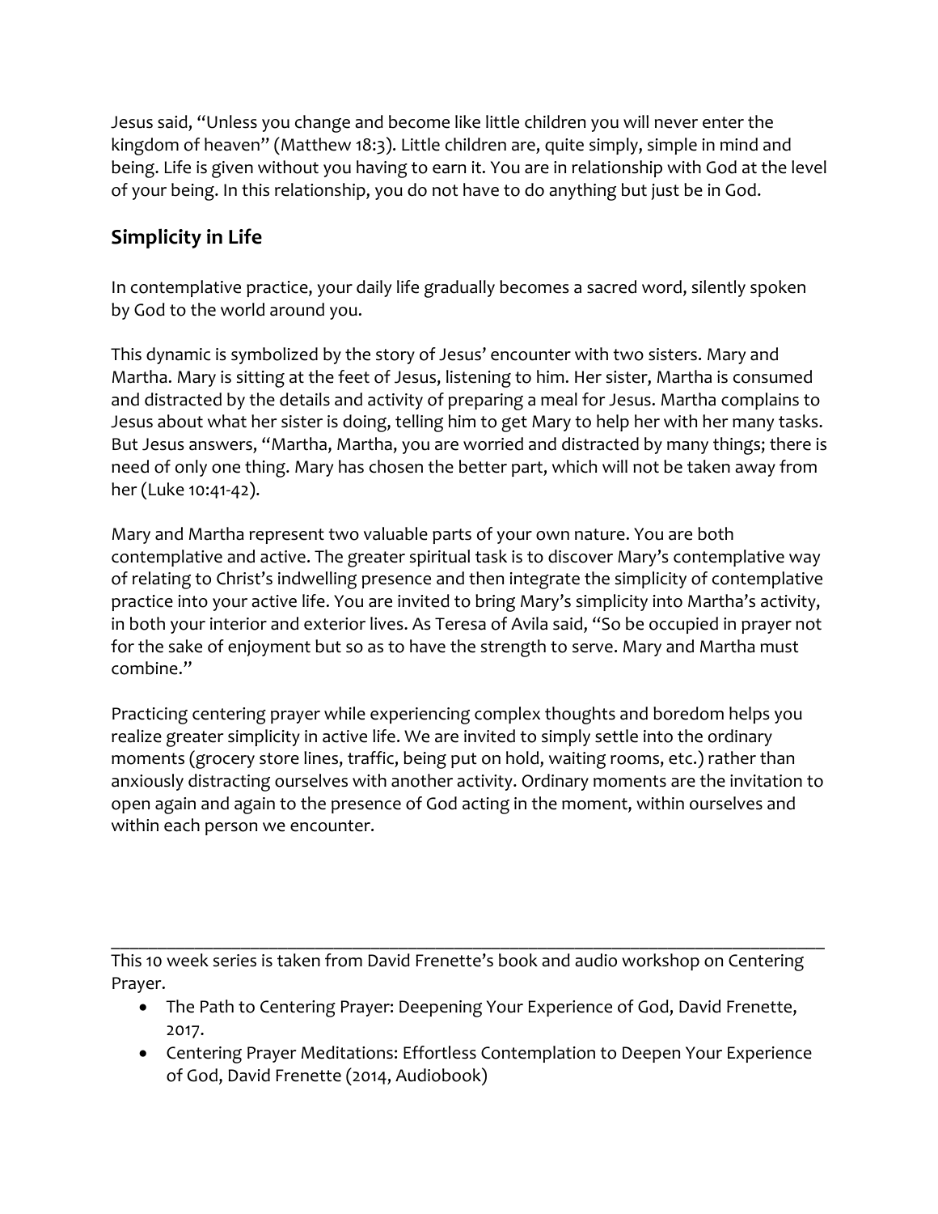Jesus said, "Unless you change and become like little children you will never enter the kingdom of heaven" (Matthew 18:3). Little children are, quite simply, simple in mind and being. Life is given without you having to earn it. You are in relationship with God at the level of your being. In this relationship, you do not have to do anything but just be in God.

## Simplicity in Life

In contemplative practice, your daily life gradually becomes a sacred word, silently spoken by God to the world around you.

This dynamic is symbolized by the story of Jesus' encounter with two sisters. Mary and Martha. Mary is sitting at the feet of Jesus, listening to him. Her sister, Martha is consumed and distracted by the details and activity of preparing a meal for Jesus. Martha complains to Jesus about what her sister is doing, telling him to get Mary to help her with her many tasks. But Jesus answers, "Martha, Martha, you are worried and distracted by many things; there is need of only one thing. Mary has chosen the better part, which will not be taken away from her (Luke 10:41-42).

Mary and Martha represent two valuable parts of your own nature. You are both contemplative and active. The greater spiritual task is to discover Mary's contemplative way of relating to Christ's indwelling presence and then integrate the simplicity of contemplative practice into your active life. You are invited to bring Mary's simplicity into Martha's activity, in both your interior and exterior lives. As Teresa of Avila said, "So be occupied in prayer not for the sake of enjoyment but so as to have the strength to serve. Mary and Martha must combine."

Practicing centering prayer while experiencing complex thoughts and boredom helps you realize greater simplicity in active life. We are invited to simply settle into the ordinary moments (grocery store lines, traffic, being put on hold, waiting rooms, etc.) rather than anxiously distracting ourselves with another activity. Ordinary moments are the invitation to open again and again to the presence of God acting in the moment, within ourselves and within each person we encounter.

---

This 10 week series is taken from David Frenette's book and audio workshop on Centering Prayer.

- The Path to Centering Prayer: Deepening Your Experience of God, David Frenette, 2017.
- Centering Prayer Meditations: Effortless Contemplation to Deepen Your Experience of God, David Frenette (2014, Audiobook)